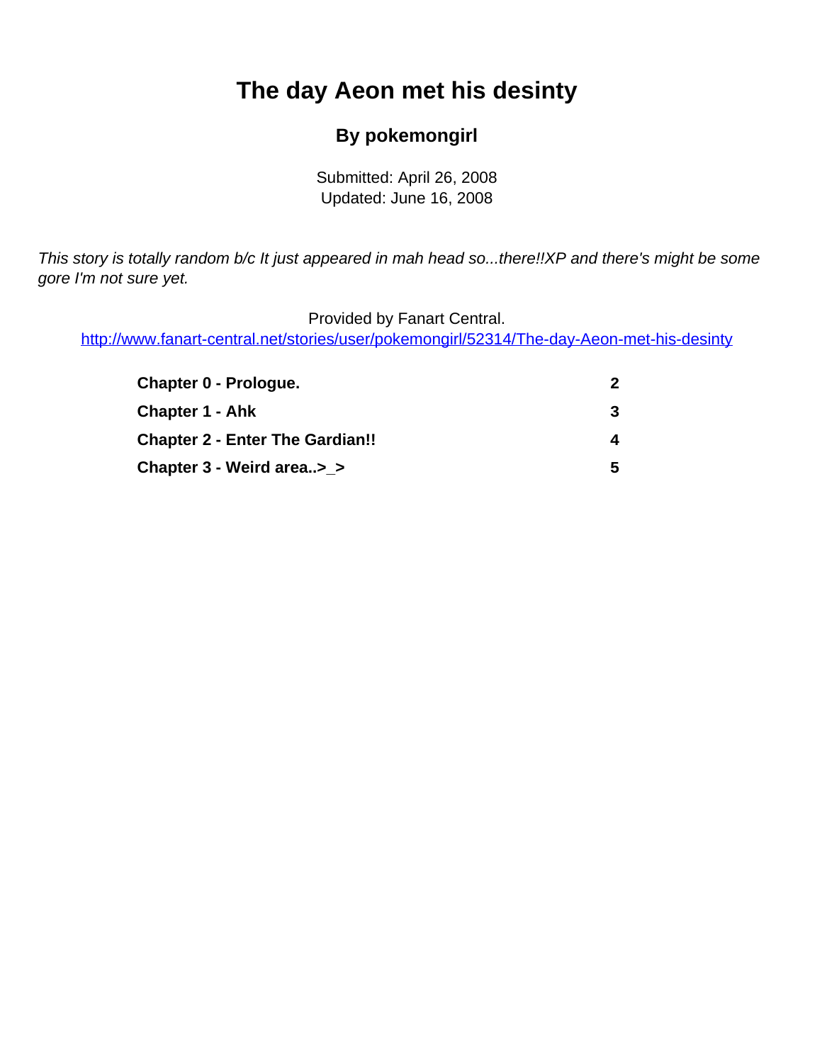# The day Aeon met his desinty

**By pokemongirl**

Submitted: April 26, 2008
Updated: June 16, 2008

*This story is totally random b/c It just appeared in mah head so...there!!XP and there's might be some gore I'm not sure yet.*

Provided by Fanart Central.
http://www.fanart-central.net/stories/user/pokemongirl/52314/The-day-Aeon-met-his-desinty

| | |
|---|---|
| **Chapter 0 - Prologue.** | **2** |
| **Chapter 1 - Ahk** | **3** |
| **Chapter 2 - Enter The Gardian!!** | **4** |
| **Chapter 3 - Weird area..>_>** | **5** |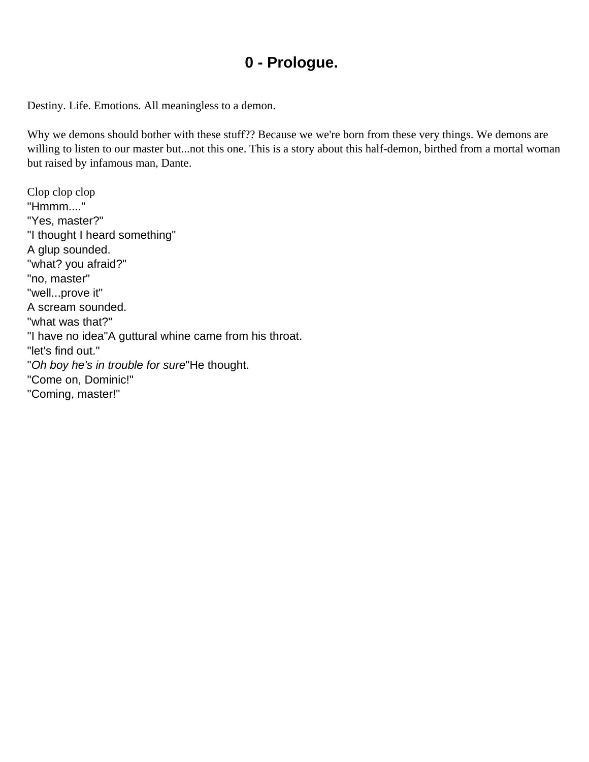# 0 - Prologue.

Destiny. Life. Emotions. All meaningless to a demon.

Why we demons should bother with these stuff?? Because we we're born from these very things. We demons are willing to listen to our master but...not this one. This is a story about this half-demon, birthed from a mortal woman but raised by infamous man, Dante.

Clop clop clop
"Hmmm...."
"Yes, master?"
"I thought I heard something"
A glup sounded.
"what? you afraid?"
"no, master"
"well...prove it"
A scream sounded.
"what was that?"
"I have no idea"A guttural whine came from his throat.
"let's find out."
"*Oh boy he's in trouble for sure*"He thought.
"Come on, Dominic!"
"Coming, master!"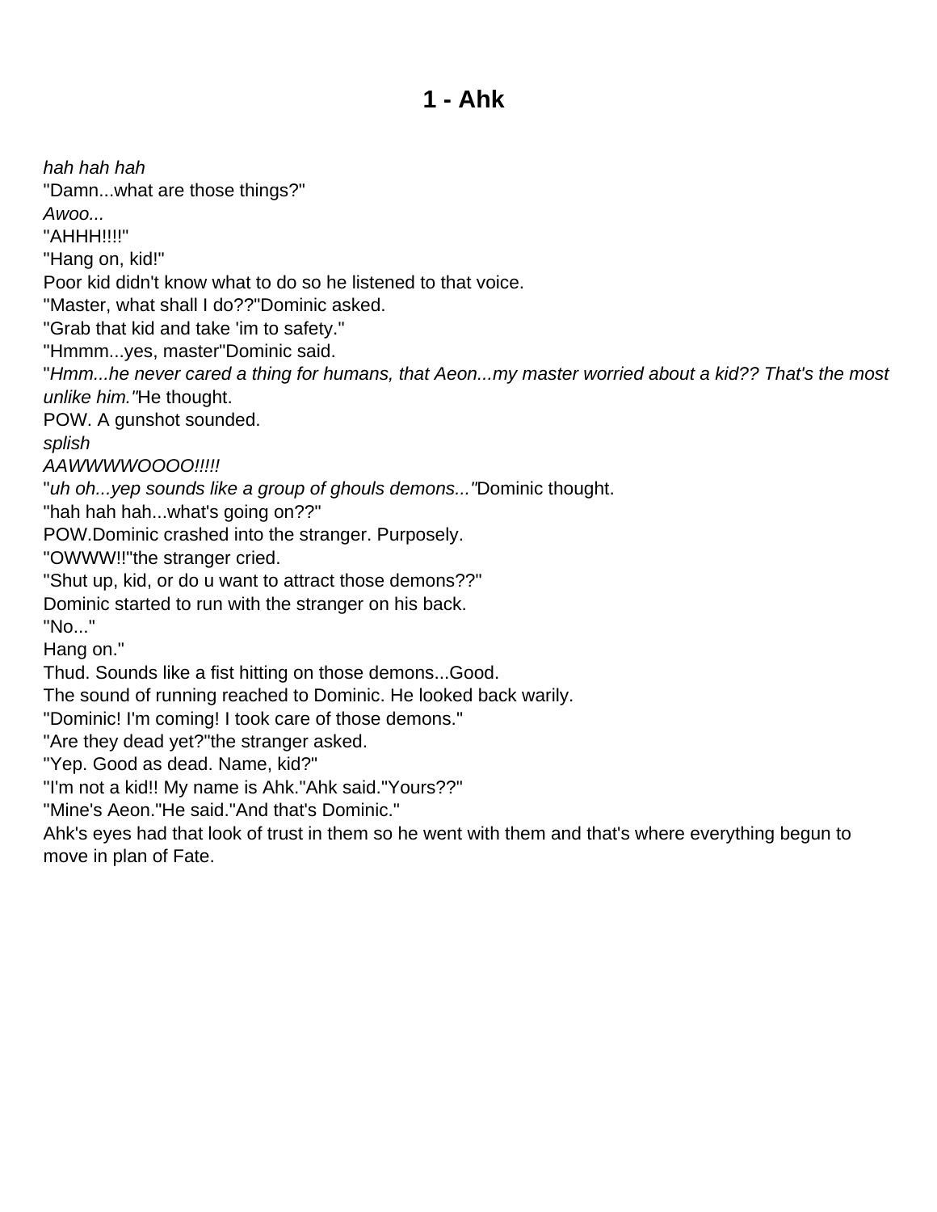# 1 - Ahk

*hah hah hah*
"Damn...what are those things?"
*Awoo...*
"AHHH!!!!"
"Hang on, kid!"
Poor kid didn't know what to do so he listened to that voice.
"Master, what shall I do??"Dominic asked.
"Grab that kid and take 'im to safety."
"Hmmm...yes, master"Dominic said.
"*Hmm...he never cared a thing for humans, that Aeon...my master worried about a kid?? That's the most unlike him."*He thought.
POW. A gunshot sounded.
*splish*
*AAWWWWOOOO!!!!!*
"*uh oh...yep sounds like a group of ghouls demons..."*Dominic thought.
"hah hah hah...what's going on??"
POW.Dominic crashed into the stranger. Purposely.
"OWWW!!"the stranger cried.
"Shut up, kid, or do u want to attract those demons??"
Dominic started to run with the stranger on his back.
"No..."
Hang on."
Thud. Sounds like a fist hitting on those demons...Good.
The sound of running reached to Dominic. He looked back warily.
"Dominic! I'm coming! I took care of those demons."
"Are they dead yet?"the stranger asked.
"Yep. Good as dead. Name, kid?"
"I'm not a kid!! My name is Ahk."Ahk said."Yours??"
"Mine's Aeon."He said."And that's Dominic."
Ahk's eyes had that look of trust in them so he went with them and that's where everything begun to move in plan of Fate.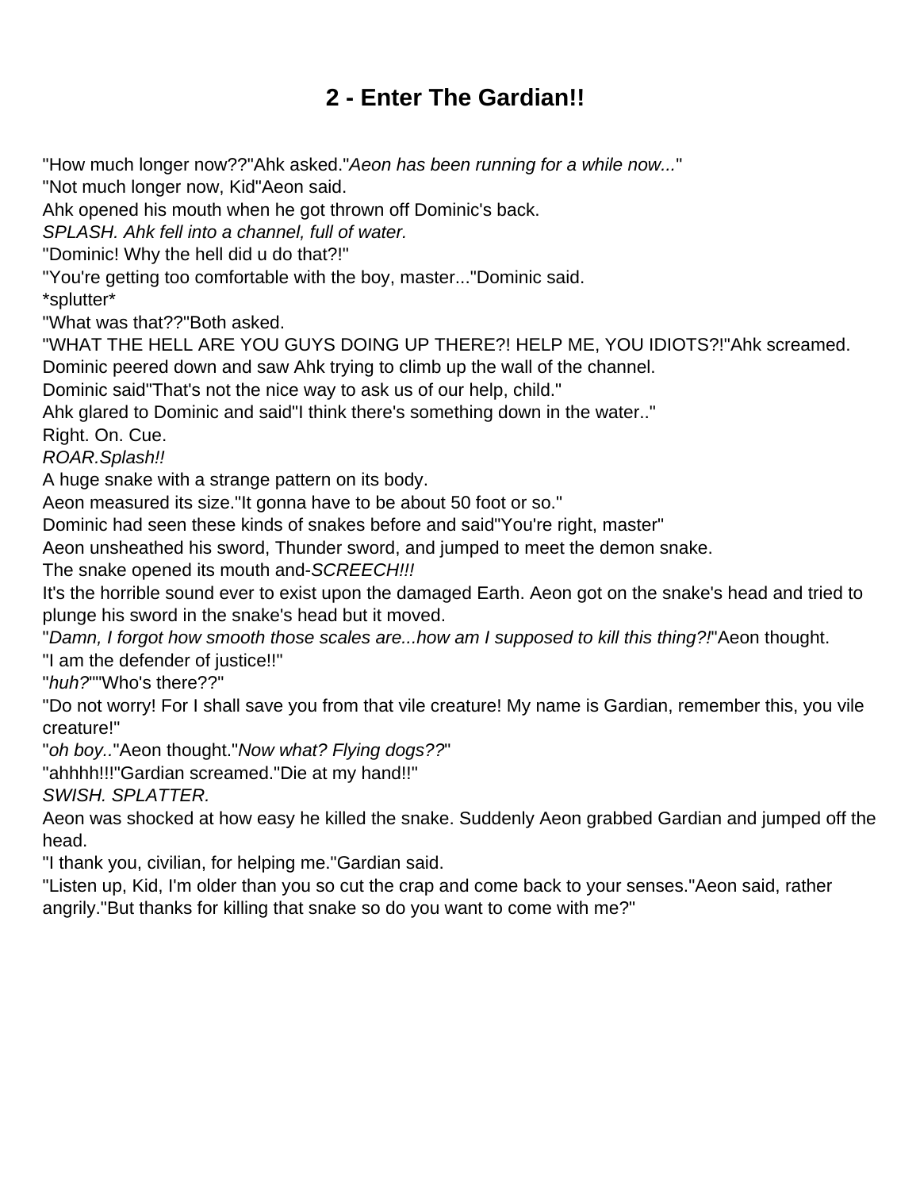## 2 - Enter The Gardian!!

"How much longer now??"Ahk asked."*Aeon has been running for a while now...*"

"Not much longer now, Kid"Aeon said.

Ahk opened his mouth when he got thrown off Dominic's back.

*SPLASH. Ahk fell into a channel, full of water.*

"Dominic! Why the hell did u do that?!"

"You're getting too comfortable with the boy, master..."Dominic said.

*splutter*

"What was that??"Both asked.

"WHAT THE HELL ARE YOU GUYS DOING UP THERE?! HELP ME, YOU IDIOTS?!"Ahk screamed.

Dominic peered down and saw Ahk trying to climb up the wall of the channel.

Dominic said"That's not the nice way to ask us of our help, child."

Ahk glared to Dominic and said"I think there's something down in the water.."

Right. On. Cue.

*ROAR.Splash!!*

A huge snake with a strange pattern on its body.

Aeon measured its size."It gonna have to be about 50 foot or so."

Dominic had seen these kinds of snakes before and said"You're right, master"

Aeon unsheathed his sword, Thunder sword, and jumped to meet the demon snake.

The snake opened its mouth and-*SCREECH!!!*

It's the horrible sound ever to exist upon the damaged Earth. Aeon got on the snake's head and tried to plunge his sword in the snake's head but it moved.

"*Damn, I forgot how smooth those scales are...how am I supposed to kill this thing?!*"Aeon thought.

"I am the defender of justice!!"

"*huh?*""Who's there??"

"Do not worry! For I shall save you from that vile creature! My name is Gardian, remember this, you vile creature!"

"*oh boy..*"Aeon thought."*Now what? Flying dogs??*"

"ahhhh!!!"Gardian screamed."Die at my hand!!"

*SWISH. SPLATTER.*

Aeon was shocked at how easy he killed the snake. Suddenly Aeon grabbed Gardian and jumped off the head.

"I thank you, civilian, for helping me."Gardian said.

"Listen up, Kid, I'm older than you so cut the crap and come back to your senses."Aeon said, rather angrily."But thanks for killing that snake so do you want to come with me?"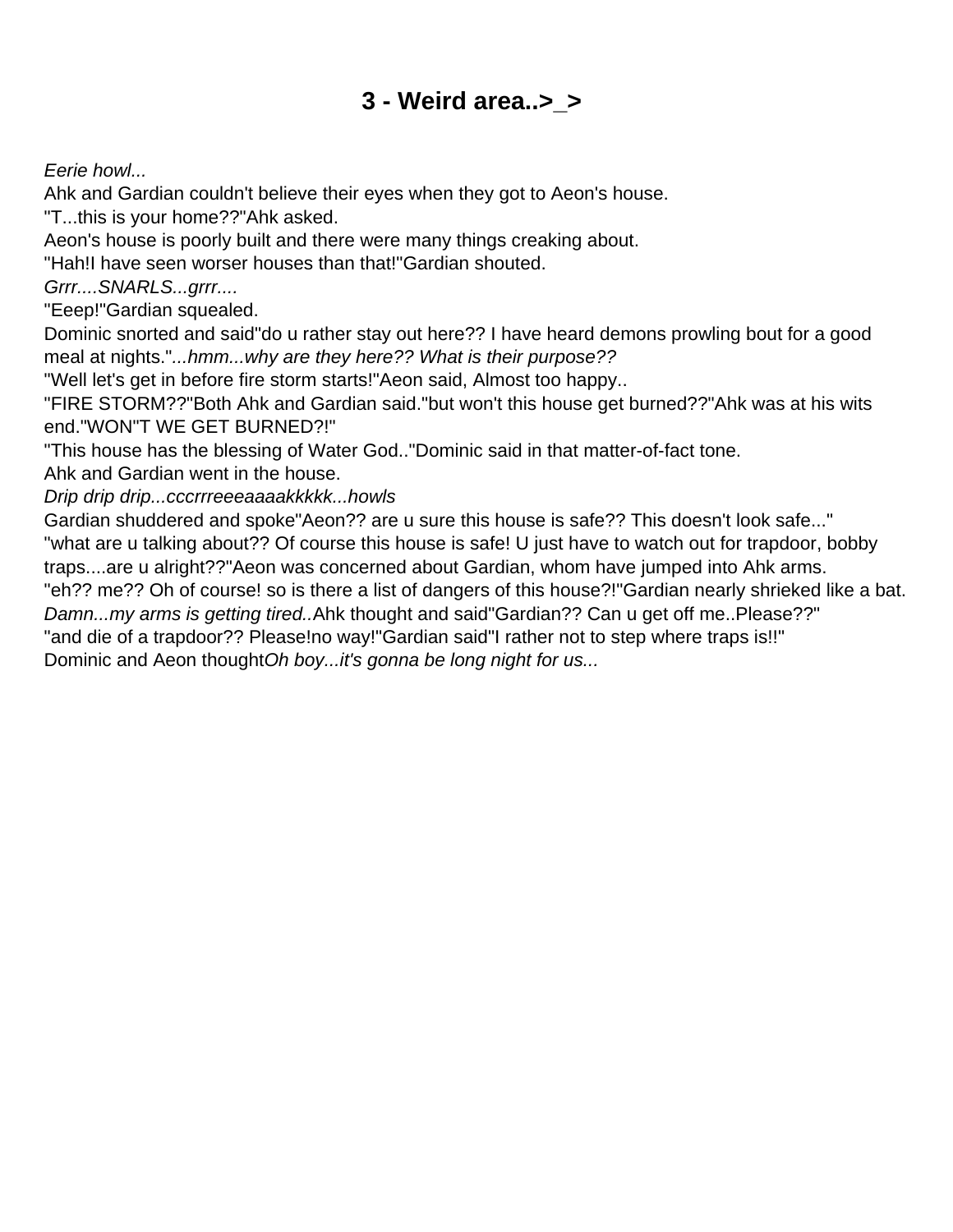# 3 - Weird area..>_>

*Eerie howl...*

Ahk and Gardian couldn't believe their eyes when they got to Aeon's house.

"T...this is your home??"Ahk asked.

Aeon's house is poorly built and there were many things creaking about.

"Hah!I have seen worser houses than that!"Gardian shouted.

*Grrr....SNARLS...grrr....*

"Eeep!"Gardian squealed.

Dominic snorted and said"do u rather stay out here?? I have heard demons prowling bout for a good meal at nights."*...hmm...why are they here?? What is their purpose??*

"Well let's get in before fire storm starts!"Aeon said, Almost too happy..

"FIRE STORM??"Both Ahk and Gardian said."but won't this house get burned??"Ahk was at his wits end."WON"T WE GET BURNED?!"

"This house has the blessing of Water God.."Dominic said in that matter-of-fact tone.

Ahk and Gardian went in the house.

*Drip drip drip...cccrrreeeaaaakkkkk...howls*

Gardian shuddered and spoke"Aeon?? are u sure this house is safe?? This doesn't look safe..."

"what are u talking about?? Of course this house is safe! U just have to watch out for trapdoor, bobby traps....are u alright??"Aeon was concerned about Gardian, whom have jumped into Ahk arms.

"eh?? me?? Oh of course! so is there a list of dangers of this house?!"Gardian nearly shrieked like a bat.

*Damn...my arms is getting tired..*Ahk thought and said"Gardian?? Can u get off me..Please??"

"and die of a trapdoor?? Please!no way!"Gardian said"I rather not to step where traps is!!"

Dominic and Aeon thought*Oh boy...it's gonna be long night for us...*